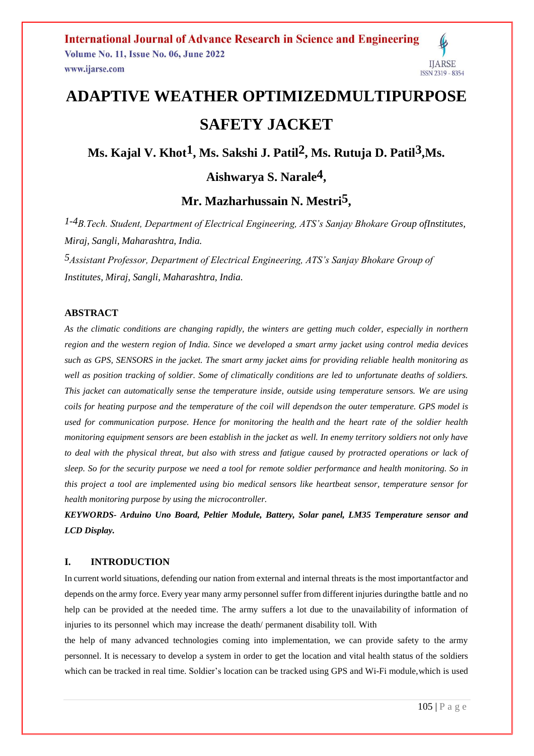# ADAPTIVE WEATHER OPTIMIZEDMULTIPURPOSE SAFETY JACKET

**Ms. Kajal V. Khot[1], Ms. Sakshi J. Patil[2], Ms. Rutuja D. Patil[3],Ms. Aishwarya S. Narale[4],**

**Mr. Mazharhussain N. Mestri[5],**

*[1-4]B.Tech. Student, Department of Electrical Engineering, ATS's Sanjay Bhokare Group ofInstitutes, Miraj, Sangli, Maharashtra, India.*

*[5]Assistant Professor, Department of Electrical Engineering, ATS's Sanjay Bhokare Group of Institutes, Miraj, Sangli, Maharashtra, India.*

## ABSTRACT

*As the climatic conditions are changing rapidly, the winters are getting much colder, especially in northern region and the western region of India. Since we developed a smart army jacket using control media devices such as GPS, SENSORS in the jacket. The smart army jacket aims for providing reliable health monitoring as well as position tracking of soldier. Some of climatically conditions are led to unfortunate deaths of soldiers. This jacket can automatically sense the temperature inside, outside using temperature sensors. We are using coils for heating purpose and the temperature of the coil will dependson the outer temperature. GPS model is used for communication purpose. Hence for monitoring the health and the heart rate of the soldier health monitoring equipment sensors are been establish in the jacket as well. In enemy territory soldiers not only have to deal with the physical threat, but also with stress and fatigue caused by protracted operations or lack of sleep. So for the security purpose we need a tool for remote soldier performance and health monitoring. So in this project a tool are implemented using bio medical sensors like heartbeat sensor, temperature sensor for health monitoring purpose by using the microcontroller.*

***KEYWORDS- Arduino Uno Board, Peltier Module, Battery, Solar panel, LM35 Temperature sensor and LCD Display.***

## I. INTRODUCTION

In current world situations, defending our nation from external and internal threats is the most importantfactor and depends on the army force. Every year many army personnel suffer from different injuries duringthe battle and no help can be provided at the needed time. The army suffers a lot due to the unavailability of information of injuries to its personnel which may increase the death/ permanent disability toll. With

the help of many advanced technologies coming into implementation, we can provide safety to the army personnel. It is necessary to develop a system in order to get the location and vital health status of the soldiers which can be tracked in real time. Soldier's location can be tracked using GPS and Wi-Fi module,which is used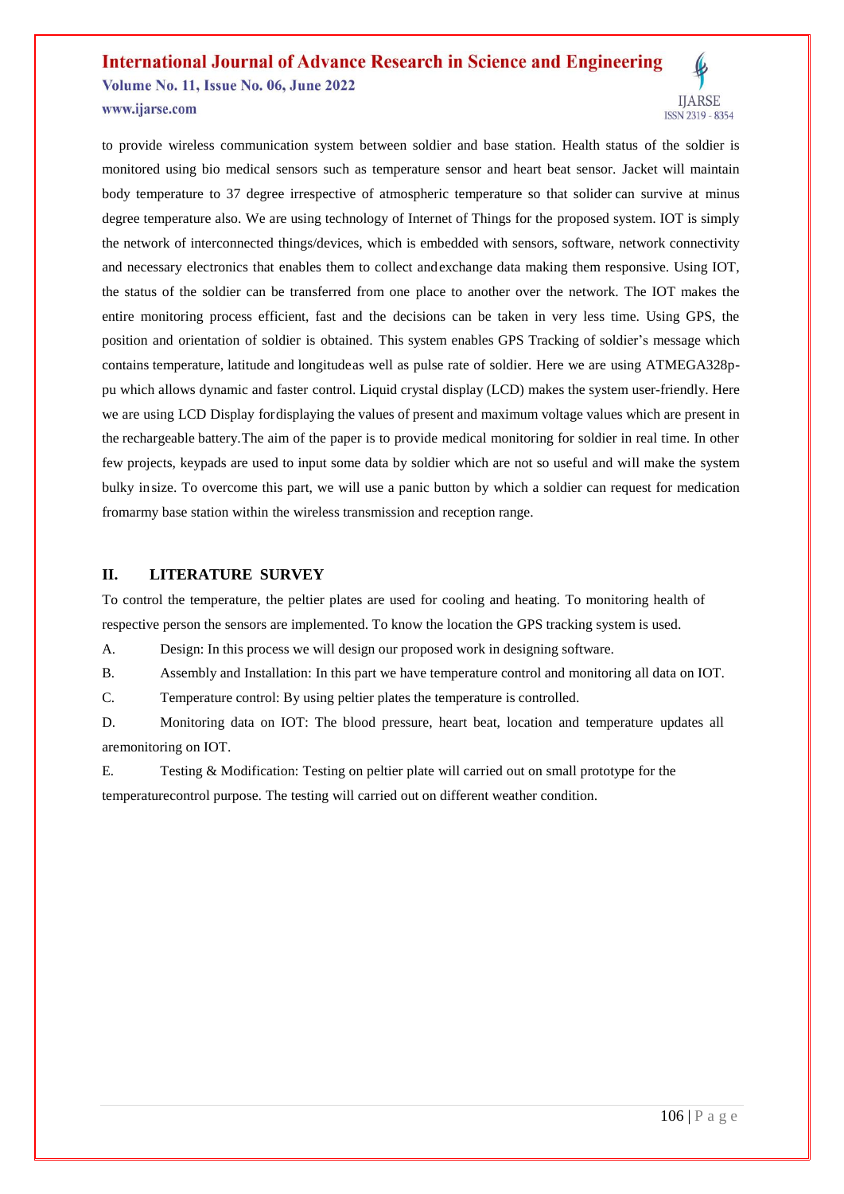to provide wireless communication system between soldier and base station. Health status of the soldier is monitored using bio medical sensors such as temperature sensor and heart beat sensor. Jacket will maintain body temperature to 37 degree irrespective of atmospheric temperature so that solider can survive at minus degree temperature also. We are using technology of Internet of Things for the proposed system. IOT is simply the network of interconnected things/devices, which is embedded with sensors, software, network connectivity and necessary electronics that enables them to collect andexchange data making them responsive. Using IOT, the status of the soldier can be transferred from one place to another over the network. The IOT makes the entire monitoring process efficient, fast and the decisions can be taken in very less time. Using GPS, the position and orientation of soldier is obtained. This system enables GPS Tracking of soldier's message which contains temperature, latitude and longitudeas well as pulse rate of soldier. Here we are using ATMEGA328p-pu which allows dynamic and faster control. Liquid crystal display (LCD) makes the system user-friendly. Here we are using LCD Display fordisplaying the values of present and maximum voltage values which are present in the rechargeable battery.The aim of the paper is to provide medical monitoring for soldier in real time. In other few projects, keypads are used to input some data by soldier which are not so useful and will make the system bulky insize. To overcome this part, we will use a panic button by which a soldier can request for medication fromarmy base station within the wireless transmission and reception range.

## II. LITERATURE SURVEY

To control the temperature, the peltier plates are used for cooling and heating. To monitoring health of respective person the sensors are implemented. To know the location the GPS tracking system is used.

A. Design: In this process we will design our proposed work in designing software.

B. Assembly and Installation: In this part we have temperature control and monitoring all data on IOT.

C. Temperature control: By using peltier plates the temperature is controlled.

D. Monitoring data on IOT: The blood pressure, heart beat, location and temperature updates all aremonitoring on IOT.

E. Testing & Modification: Testing on peltier plate will carried out on small prototype for the temperaturecontrol purpose. The testing will carried out on different weather condition.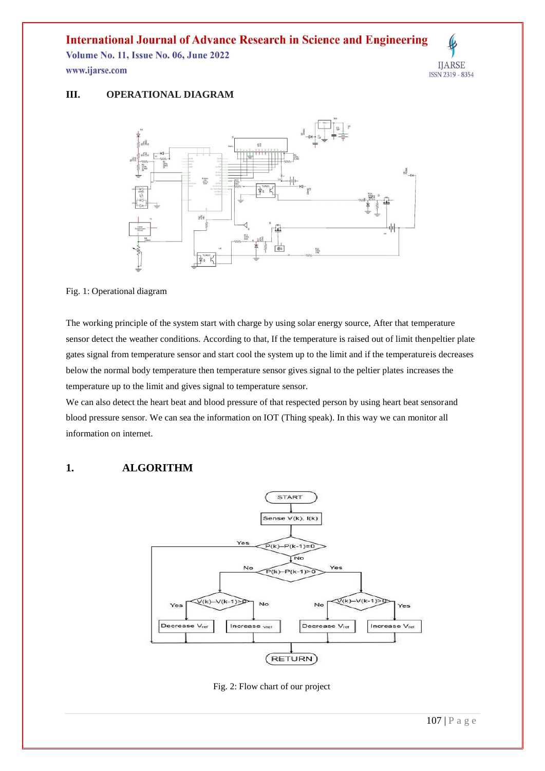## III. OPERATIONAL DIAGRAM

Fig. 1: Operational diagram

The working principle of the system start with charge by using solar energy source, After that temperature sensor detect the weather conditions. According to that, If the temperature is raised out of limit thenpeltier plate gates signal from temperature sensor and start cool the system up to the limit and if the temperatureis decreases below the normal body temperature then temperature sensor gives signal to the peltier plates increases the temperature up to the limit and gives signal to temperature sensor.

We can also detect the heart beat and blood pressure of that respected person by using heart beat sensorand blood pressure sensor. We can sea the information on IOT (Thing speak). In this way we can monitor all information on internet.

## 1. ALGORITHM

Fig. 2: Flow chart of our project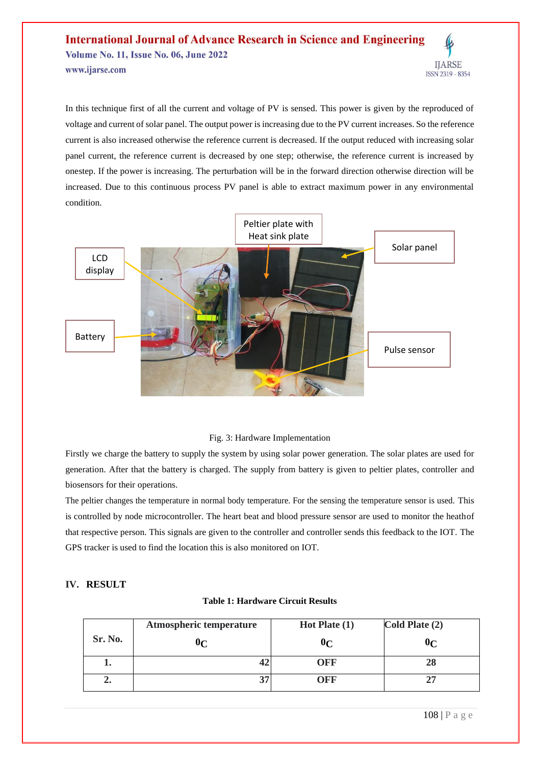In this technique first of all the current and voltage of PV is sensed. This power is given by the reproduced of voltage and current of solar panel. The output power is increasing due to the PV current increases. So the reference current is also increased otherwise the reference current is decreased. If the output reduced with increasing solar panel current, the reference current is decreased by one step; otherwise, the reference current is increased by onestep. If the power is increasing. The perturbation will be in the forward direction otherwise direction will be increased. Due to this continuous process PV panel is able to extract maximum power in any environmental condition.

Fig. 3: Hardware Implementation

Firstly we charge the battery to supply the system by using solar power generation. The solar plates are used for generation. After that the battery is charged. The supply from battery is given to peltier plates, controller and biosensors for their operations.

The peltier changes the temperature in normal body temperature. For the sensing the temperature sensor is used. This is controlled by node microcontroller. The heart beat and blood pressure sensor are used to monitor the heathof that respective person. This signals are given to the controller and controller sends this feedback to the IOT. The GPS tracker is used to find the location this is also monitored on IOT.

## IV. RESULT

**Table 1: Hardware Circuit Results**

| Sr. No. | Atmospheric temperature $0_C$ | Hot Plate (1) $0_C$ | Cold Plate (2) $0_C$ |
|---|---|---|---|
| 1. | 42 | OFF | 28 |
| 2. | 37 | OFF | 27 |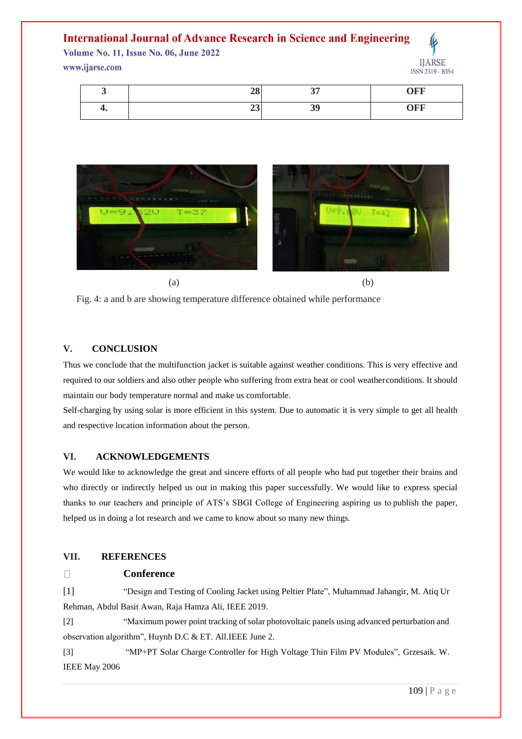| 3 | 28 | 37 | OFF |
|---|---|---|---|
| 4. | 23 | 39 | OFF |

(a) (b)

Fig. 4: a and b are showing temperature difference obtained while performance

## V. CONCLUSION

Thus we conclude that the multifunction jacket is suitable against weather conditions. This is very effective and required to our soldiers and also other people who suffering from extra heat or cool weather conditions. It should maintain our body temperature normal and make us comfortable.

Self-charging by using solar is more efficient in this system. Due to automatic it is very simple to get all health and respective location information about the person.

## VI. ACKNOWLEDGEMENTS

We would like to acknowledge the great and sincere efforts of all people who had put together their brains and who directly or indirectly helped us out in making this paper successfully. We would like to express special thanks to our teachers and principle of ATS's SBGI College of Engineering aspiring us to publish the paper, helped us in doing a lot research and we came to know about so many new things.

## VII. REFERENCES

- **Conference**

[1] "Design and Testing of Cooling Jacket using Peltier Plate", Muhammad Jahangir, M. Atiq Ur Rehman, Abdul Basit Awan, Raja Hamza Ali, IEEE 2019.

[2] "Maximum power point tracking of solar photovoltaic panels using advanced perturbation and observation algorithm", Huynh D.C & ET. All.IEEE June 2.

[3] "MP+PT Solar Charge Controller for High Voltage Thin Film PV Modules", Grzesaik. W. IEEE May 2006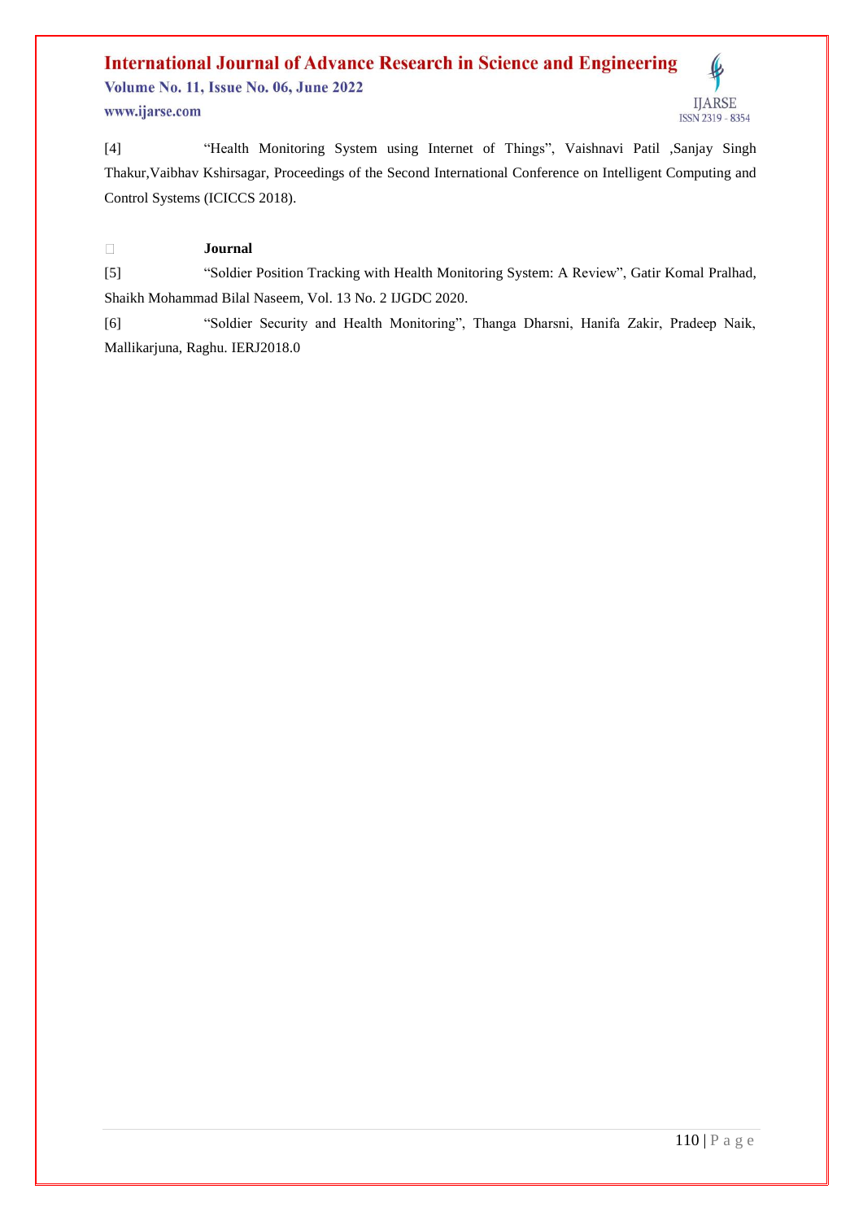[4] "Health Monitoring System using Internet of Things", Vaishnavi Patil ,Sanjay Singh Thakur,Vaibhav Kshirsagar, Proceedings of the Second International Conference on Intelligent Computing and Control Systems (ICICCS 2018).

- **Journal**

[5] "Soldier Position Tracking with Health Monitoring System: A Review", Gatir Komal Pralhad, Shaikh Mohammad Bilal Naseem, Vol. 13 No. 2 IJGDC 2020.

[6] "Soldier Security and Health Monitoring", Thanga Dharsni, Hanifa Zakir, Pradeep Naik, Mallikarjuna, Raghu. IERJ2018.0